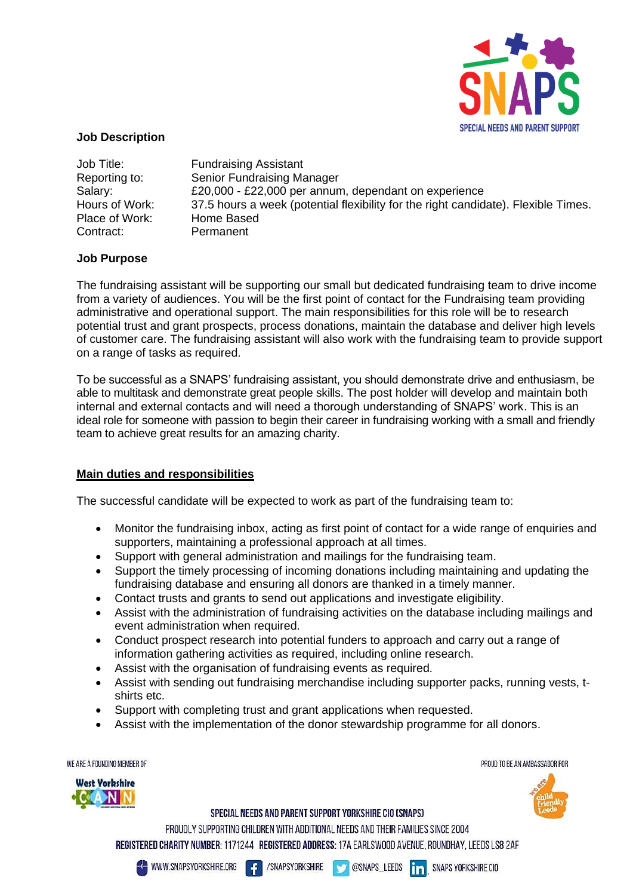**Job Description**

| | |
|---|---|
| Job Title: | Fundraising Assistant |
| Reporting to: | Senior Fundraising Manager |
| Salary: | £20,000 - £22,000 per annum, dependant on experience |
| Hours of Work: | 37.5 hours a week (potential flexibility for the right candidate). Flexible Times. |
| Place of Work: | Home Based |
| Contract: | Permanent |

**Job Purpose**

The fundraising assistant will be supporting our small but dedicated fundraising team to drive income from a variety of audiences. You will be the first point of contact for the Fundraising team providing administrative and operational support. The main responsibilities for this role will be to research potential trust and grant prospects, process donations, maintain the database and deliver high levels of customer care. The fundraising assistant will also work with the fundraising team to provide support on a range of tasks as required.

To be successful as a SNAPS' fundraising assistant, you should demonstrate drive and enthusiasm, be able to multitask and demonstrate great people skills. The post holder will develop and maintain both internal and external contacts and will need a thorough understanding of SNAPS' work. This is an ideal role for someone with passion to begin their career in fundraising working with a small and friendly team to achieve great results for an amazing charity.

**Main duties and responsibilities**

The successful candidate will be expected to work as part of the fundraising team to:

- Monitor the fundraising inbox, acting as first point of contact for a wide range of enquiries and supporters, maintaining a professional approach at all times.
- Support with general administration and mailings for the fundraising team.
- Support the timely processing of incoming donations including maintaining and updating the fundraising database and ensuring all donors are thanked in a timely manner.
- Contact trusts and grants to send out applications and investigate eligibility.
- Assist with the administration of fundraising activities on the database including mailings and event administration when required.
- Conduct prospect research into potential funders to approach and carry out a range of information gathering activities as required, including online research.
- Assist with the organisation of fundraising events as required.
- Assist with sending out fundraising merchandise including supporter packs, running vests, t-shirts etc.
- Support with completing trust and grant applications when requested.
- Assist with the implementation of the donor stewardship programme for all donors.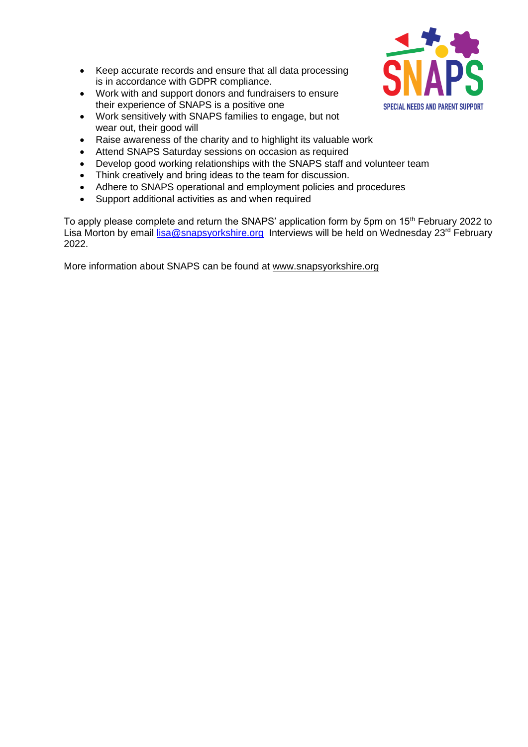- Keep accurate records and ensure that all data processing is in accordance with GDPR compliance.
- Work with and support donors and fundraisers to ensure their experience of SNAPS is a positive one
- Work sensitively with SNAPS families to engage, but not wear out, their good will
- Raise awareness of the charity and to highlight its valuable work
- Attend SNAPS Saturday sessions on occasion as required
- Develop good working relationships with the SNAPS staff and volunteer team
- Think creatively and bring ideas to the team for discussion.
- Adhere to SNAPS operational and employment policies and procedures
- Support additional activities as and when required

To apply please complete and return the SNAPS' application form by 5pm on 15th February 2022 to Lisa Morton by email lisa@snapsyorkshire.org Interviews will be held on Wednesday 23rd February 2022.

More information about SNAPS can be found at www.snapsyorkshire.org